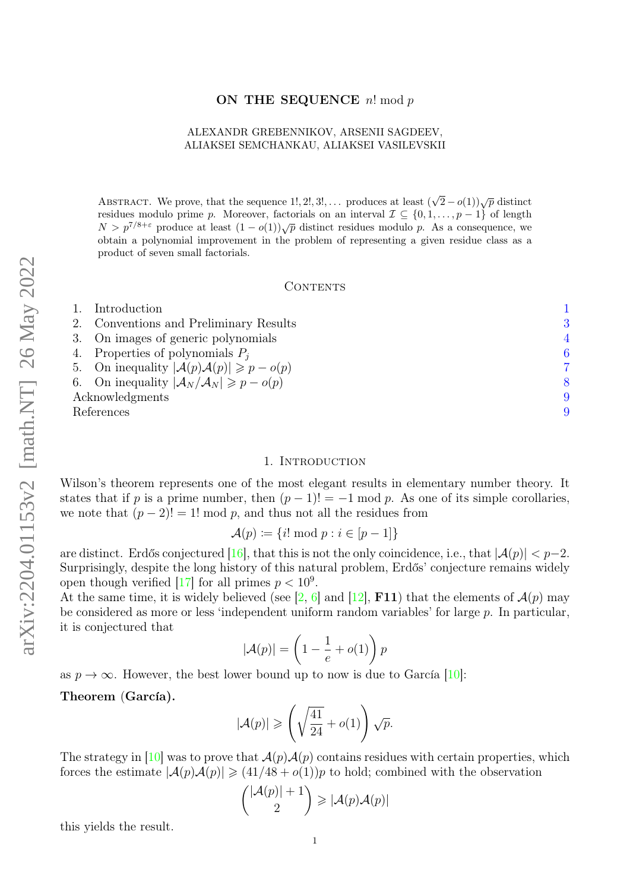# ON THE SEQUENCE $n!$ mod $p$

ALEXANDR GREBENNIKOV, ARSENII SAGDEEV, ALIAKSEI SEMCHANKAU, ALIAKSEI VASILEVSKII

Abstract. We prove, that the sequence $1!, 2!, 3!, \dots$ produces at least $(\sqrt{2} - o(1))\sqrt{p}$ distinct residues modulo prime $p$. Moreover, factorials on an interval $\mathcal{I} \subseteq \{0, 1, \dots, p-1\}$ of length $N > p^{7/8+\varepsilon}$ produce at least $(1 - o(1))\sqrt{p}$ distinct residues modulo $p$. As a consequence, we obtain a polynomial improvement in the problem of representing a given residue class as a product of seven small factorials.

## Contents

1. Introduction 1
2. Conventions and Preliminary Results 3
3. On images of generic polynomials 4
4. Properties of polynomials $P_j$ 6
5. On inequality $|\mathcal{A}(p)\mathcal{A}(p)| \geqslant p - o(p)$ 7
6. On inequality $|\mathcal{A}_N/\mathcal{A}_N| \geqslant p - o(p)$ 8

Acknowledgments 9

References 9

## 1. Introduction

Wilson's theorem represents one of the most elegant results in elementary number theory. It states that if $p$ is a prime number, then $(p-1)! = -1 \bmod p$. As one of its simple corollaries, we note that $(p-2)! = 1! \bmod p$, and thus not all the residues from

$$\mathcal{A}(p) := \{i! \bmod p : i \in [p-1]\}$$

are distinct. Erdős conjectured [16], that this is not the only coincidence, i.e., that $|\mathcal{A}(p)| < p-2$. Surprisingly, despite the long history of this natural problem, Erdős' conjecture remains widely open though verified [17] for all primes $p < 10^9$.

At the same time, it is widely believed (see [2, 6] and [12], **F11**) that the elements of $\mathcal{A}(p)$ may be considered as more or less 'independent uniform random variables' for large $p$. In particular, it is conjectured that

$$|\mathcal{A}(p)| = \left(1 - \frac{1}{e} + o(1)\right) p$$

as $p \to \infty$. However, the best lower bound up to now is due to García [10]:

**Theorem (García).**

$$|\mathcal{A}(p)| \geqslant \left(\sqrt{\frac{41}{24}} + o(1)\right)\sqrt{p}.$$

The strategy in [10] was to prove that $\mathcal{A}(p)\mathcal{A}(p)$ contains residues with certain properties, which forces the estimate $|\mathcal{A}(p)\mathcal{A}(p)| \geqslant (41/48 + o(1))p$ to hold; combined with the observation

$$\binom{|\mathcal{A}(p)|+1}{2} \geqslant |\mathcal{A}(p)\mathcal{A}(p)|$$

this yields the result.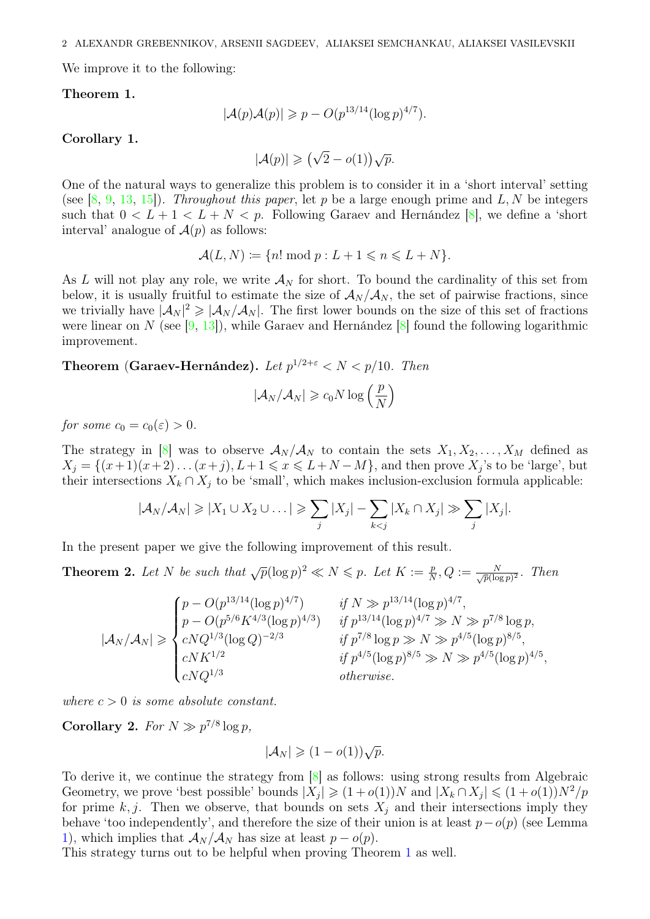We improve it to the following:

**Theorem 1.**

$$|\mathcal{A}(p)\mathcal{A}(p)| \geqslant p - O(p^{13/14}(\log p)^{4/7}).$$

**Corollary 1.**

$$|\mathcal{A}(p)| \geqslant \left(\sqrt{2} - o(1)\right)\sqrt{p}.$$

One of the natural ways to generalize this problem is to consider it in a 'short interval' setting (see [8, 9, 13, 15]). *Throughout this paper*, let $p$ be a large enough prime and $L, N$ be integers such that $0 < L + 1 < L + N < p$. Following Garaev and Hernández [8], we define a 'short interval' analogue of $\mathcal{A}(p)$ as follows:

$$\mathcal{A}(L, N) := \{n! \bmod p : L + 1 \leqslant n \leqslant L + N\}.$$

As $L$ will not play any role, we write $\mathcal{A}_N$ for short. To bound the cardinality of this set from below, it is usually fruitful to estimate the size of $\mathcal{A}_N/\mathcal{A}_N$, the set of pairwise fractions, since we trivially have $|\mathcal{A}_N|^2 \geqslant |\mathcal{A}_N/\mathcal{A}_N|$. The first lower bounds on the size of this set of fractions were linear on $N$ (see [9, 13]), while Garaev and Hernández [8] found the following logarithmic improvement.

**Theorem (Garaev-Hernández).** *Let $p^{1/2+\varepsilon} < N < p/10$. Then*

$$|\mathcal{A}_N/\mathcal{A}_N| \geqslant c_0 N \log\left(\frac{p}{N}\right)$$

*for some $c_0 = c_0(\varepsilon) > 0$.*

The strategy in [8] was to observe $\mathcal{A}_N/\mathcal{A}_N$ to contain the sets $X_1, X_2, \ldots, X_M$ defined as $X_j = \{(x+1)(x+2)\ldots(x+j), L+1 \leqslant x \leqslant L+N-M\}$, and then prove $X_j$'s to be 'large', but their intersections $X_k \cap X_j$ to be 'small', which makes inclusion-exclusion formula applicable:

$$|\mathcal{A}_N/\mathcal{A}_N| \geqslant |X_1 \cup X_2 \cup \ldots| \geqslant \sum_j |X_j| - \sum_{k<j} |X_k \cap X_j| \gg \sum_j |X_j|.$$

In the present paper we give the following improvement of this result.

**Theorem 2.** *Let $N$ be such that $\sqrt{p}(\log p)^2 \ll N \leqslant p$. Let $K := \frac{p}{N}, Q := \frac{N}{\sqrt{p}(\log p)^2}$. Then*

$$|\mathcal{A}_N/\mathcal{A}_N| \geqslant \begin{cases} p - O(p^{13/14}(\log p)^{4/7}) & \text{if } N \gg p^{13/14}(\log p)^{4/7}, \\ p - O(p^{5/6}K^{4/3}(\log p)^{4/3}) & \text{if } p^{13/14}(\log p)^{4/7} \gg N \gg p^{7/8}\log p, \\ cNQ^{1/3}(\log Q)^{-2/3} & \text{if } p^{7/8}\log p \gg N \gg p^{4/5}(\log p)^{8/5}, \\ cNK^{1/2} & \text{if } p^{4/5}(\log p)^{8/5} \gg N \gg p^{4/5}(\log p)^{4/5}, \\ cNQ^{1/3} & \text{otherwise.} \end{cases}$$

*where $c > 0$ is some absolute constant.*

**Corollary 2.** *For $N \gg p^{7/8}\log p$,*

$$|\mathcal{A}_N| \geqslant (1 - o(1))\sqrt{p}.$$

To derive it, we continue the strategy from [8] as follows: using strong results from Algebraic Geometry, we prove 'best possible' bounds $|X_j| \geqslant (1 + o(1))N$ and $|X_k \cap X_j| \leqslant (1 + o(1))N^2/p$ for prime $k, j$. Then we observe, that bounds on sets $X_j$ and their intersections imply they behave 'too independently', and therefore the size of their union is at least $p - o(p)$ (see Lemma 1), which implies that $\mathcal{A}_N/\mathcal{A}_N$ has size at least $p - o(p)$.

This strategy turns out to be helpful when proving Theorem 1 as well.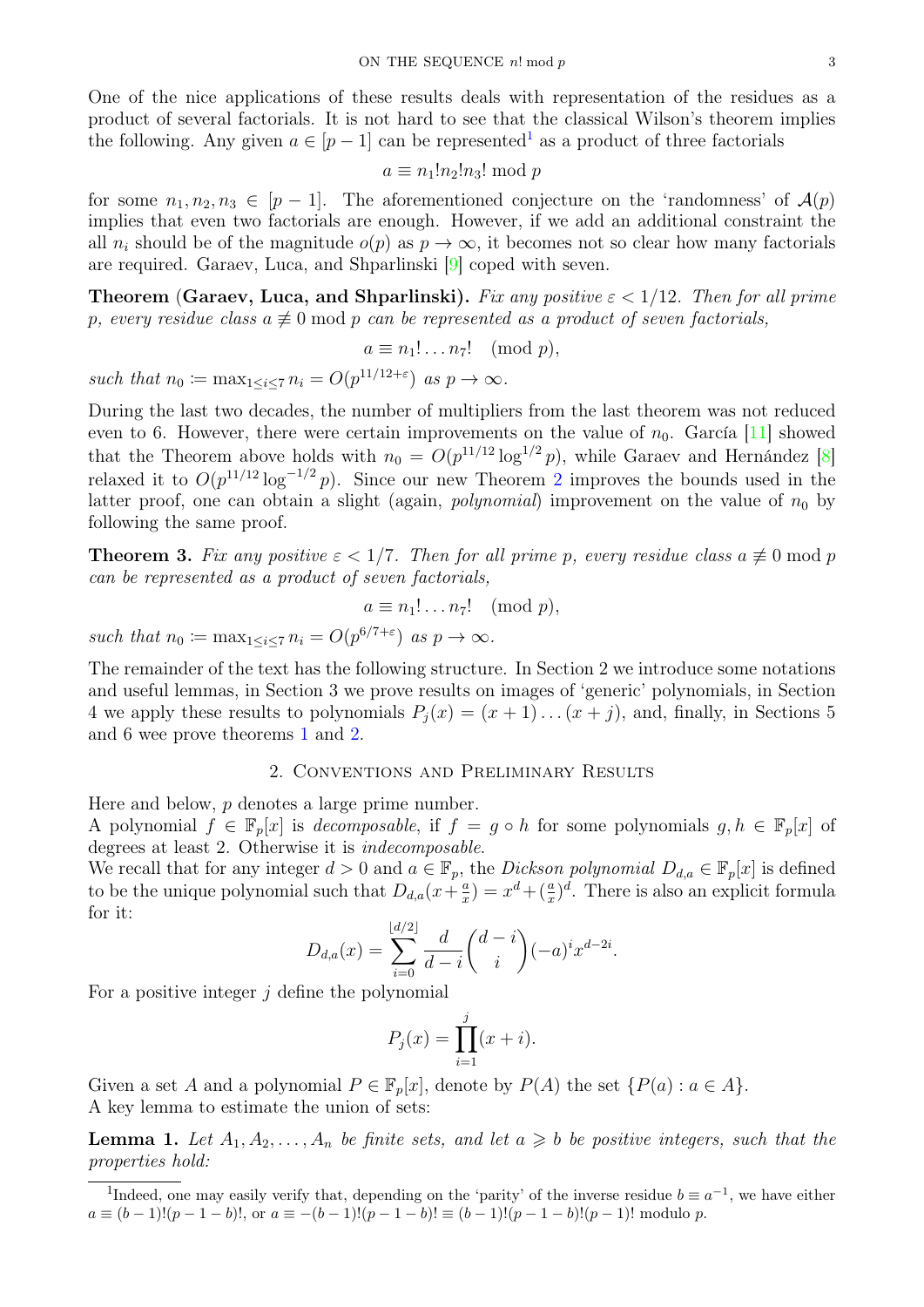One of the nice applications of these results deals with representation of the residues as a product of several factorials. It is not hard to see that the classical Wilson's theorem implies the following. Any given $a \in [p-1]$ can be represented[1] as a product of three factorials

$$a \equiv n_1!n_2!n_3! \bmod p$$

for some $n_1, n_2, n_3 \in [p-1]$. The aforementioned conjecture on the 'randomness' of $\mathcal{A}(p)$ implies that even two factorials are enough. However, if we add an additional constraint the all $n_i$ should be of the magnitude $o(p)$ as $p \to \infty$, it becomes not so clear how many factorials are required. Garaev, Luca, and Shparlinski [9] coped with seven.

**Theorem (Garaev, Luca, and Shparlinski).** *Fix any positive $\varepsilon < 1/12$. Then for all prime $p$, every residue class $a \not\equiv 0 \bmod p$ can be represented as a product of seven factorials,*

$$a \equiv n_1! \dots n_7! \pmod p,$$

*such that $n_0 := \max_{1\le i\le 7} n_i = O(p^{11/12+\varepsilon})$ as $p \to \infty$.*

During the last two decades, the number of multipliers from the last theorem was not reduced even to 6. However, there were certain improvements on the value of $n_0$. García [11] showed that the Theorem above holds with $n_0 = O(p^{11/12}\log^{1/2} p)$, while Garaev and Hernández [8] relaxed it to $O(p^{11/12}\log^{-1/2} p)$. Since our new Theorem 2 improves the bounds used in the latter proof, one can obtain a slight (again, *polynomial*) improvement on the value of $n_0$ by following the same proof.

**Theorem 3.** *Fix any positive $\varepsilon < 1/7$. Then for all prime $p$, every residue class $a \not\equiv 0 \bmod p$ can be represented as a product of seven factorials,*

$$a \equiv n_1! \dots n_7! \pmod p,$$

*such that $n_0 := \max_{1\le i\le 7} n_i = O(p^{6/7+\varepsilon})$ as $p \to \infty$.*

The remainder of the text has the following structure. In Section 2 we introduce some notations and useful lemmas, in Section 3 we prove results on images of 'generic' polynomials, in Section 4 we apply these results to polynomials $P_j(x) = (x+1)\dots(x+j)$, and, finally, in Sections 5 and 6 wee prove theorems 1 and 2.

## 2. Conventions and Preliminary Results

Here and below, $p$ denotes a large prime number.

A polynomial $f \in \mathbb{F}_p[x]$ is *decomposable*, if $f = g \circ h$ for some polynomials $g, h \in \mathbb{F}_p[x]$ of degrees at least 2. Otherwise it is *indecomposable*.

We recall that for any integer $d > 0$ and $a \in \mathbb{F}_p$, the *Dickson polynomial* $D_{d,a} \in \mathbb{F}_p[x]$ is defined to be the unique polynomial such that $D_{d,a}(x + \frac{a}{x}) = x^d + (\frac{a}{x})^d$. There is also an explicit formula for it:

$$D_{d,a}(x) = \sum_{i=0}^{\lfloor d/2 \rfloor} \frac{d}{d-i}\binom{d-i}{i}(-a)^i x^{d-2i}.$$

For a positive integer $j$ define the polynomial

$$P_j(x) = \prod_{i=1}^{j}(x+i).$$

Given a set $A$ and a polynomial $P \in \mathbb{F}_p[x]$, denote by $P(A)$ the set $\{P(a) : a \in A\}$.

A key lemma to estimate the union of sets:

**Lemma 1.** *Let $A_1, A_2, \dots, A_n$ be finite sets, and let $a \geqslant b$ be positive integers, such that the properties hold:*

[1] Indeed, one may easily verify that, depending on the 'parity' of the inverse residue $b \equiv a^{-1}$, we have either $a \equiv (b-1)!(p-1-b)!$, or $a \equiv -(b-1)!(p-1-b)! \equiv (b-1)!(p-1-b)!(p-1)!$ modulo $p$.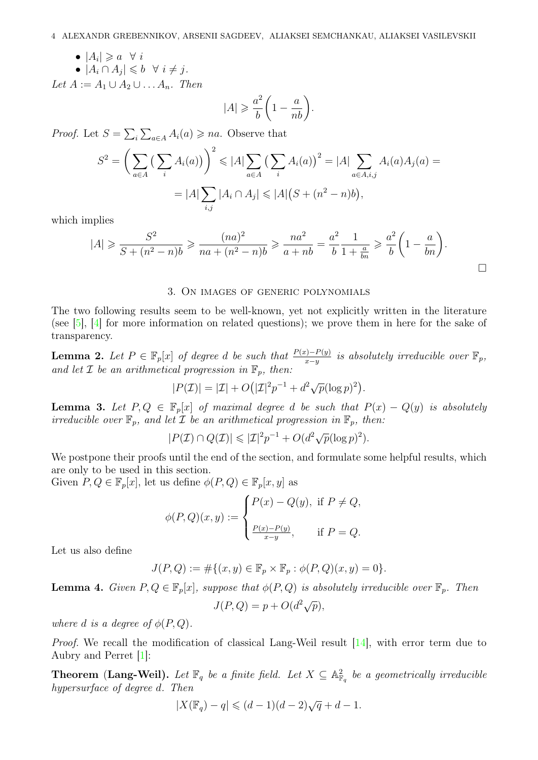- $|A_i| \geqslant a \quad \forall\ i$
- $|A_i \cap A_j| \leqslant b \quad \forall\ i \neq j.$

*Let* $A := A_1 \cup A_2 \cup \dots A_n$. *Then*

$$|A| \geqslant \frac{a^2}{b}\left(1 - \frac{a}{nb}\right).$$

*Proof.* Let $S = \sum_i \sum_{a \in A} A_i(a) \geqslant na$. Observe that

$$S^2 = \left(\sum_{a\in A}\big(\sum_i A_i(a)\big)\right)^2 \leqslant |A| \sum_{a \in A}\big(\sum_i A_i(a)\big)^2 = |A| \sum_{a \in A, i, j} A_i(a) A_j(a) =$$

$$= |A| \sum_{i,j} |A_i \cap A_j| \leqslant |A|\big(S + (n^2 - n)b\big),$$

which implies

$$|A| \geqslant \frac{S^2}{S + (n^2-n)b} \geqslant \frac{(na)^2}{na + (n^2 - n)b} \geqslant \frac{na^2}{a + nb} = \frac{a^2}{b}\frac{1}{1 + \frac{a}{bn}} \geqslant \frac{a^2}{b}\left(1 - \frac{a}{bn}\right).$$

□

## 3. On images of generic polynomials

The two following results seem to be well-known, yet not explicitly written in the literature (see [5], [4] for more information on related questions); we prove them in here for the sake of transparency.

**Lemma 2.** *Let* $P \in \mathbb{F}_p[x]$ *of degree* $d$ *be such that* $\frac{P(x)-P(y)}{x-y}$ *is absolutely irreducible over* $\mathbb{F}_p$, *and let* $\mathcal{I}$ *be an arithmetical progression in* $\mathbb{F}_p$, *then:*

$$|P(\mathcal{I})| = |\mathcal{I}| + O\big(|\mathcal{I}|^2 p^{-1} + d^2\sqrt{p}(\log p)^2\big).$$

**Lemma 3.** *Let* $P, Q \in \mathbb{F}_p[x]$ *of maximal degree* $d$ *be such that* $P(x) - Q(y)$ *is absolutely irreducible over* $\mathbb{F}_p$, *and let* $\mathcal{I}$ *be an arithmetical progression in* $\mathbb{F}_p$, *then:*

$$|P(\mathcal{I}) \cap Q(\mathcal{I})| \leqslant |\mathcal{I}|^2 p^{-1} + O(d^2\sqrt{p}(\log p)^2).$$

We postpone their proofs until the end of the section, and formulate some helpful results, which are only to be used in this section.

Given $P, Q \in \mathbb{F}_p[x]$, let us define $\phi(P,Q) \in \mathbb{F}_p[x,y]$ as

$$\phi(P,Q)(x,y) := \begin{cases} P(x) - Q(y), & \text{if } P \neq Q, \\ \frac{P(x)-P(y)}{x-y}, & \text{if } P = Q. \end{cases}$$

Let us also define

$$J(P,Q) := \#\{(x,y) \in \mathbb{F}_p \times \mathbb{F}_p : \phi(P,Q)(x,y) = 0\}.$$

**Lemma 4.** *Given* $P, Q \in \mathbb{F}_p[x]$, *suppose that* $\phi(P,Q)$ *is absolutely irreducible over* $\mathbb{F}_p$. *Then*

$$J(P,Q) = p + O(d^2\sqrt{p}),$$

*where* $d$ *is a degree of* $\phi(P,Q)$.

*Proof.* We recall the modification of classical Lang-Weil result [14], with error term due to Aubry and Perret [1]:

**Theorem (Lang-Weil).** *Let* $\mathbb{F}_q$ *be a finite field. Let* $X \subseteq \mathbb{A}^2_{\mathbb{F}_q}$ *be a geometrically irreducible hypersurface of degree* $d$. *Then*

$$|X(\mathbb{F}_q) - q| \leqslant (d-1)(d-2)\sqrt{q} + d - 1.$$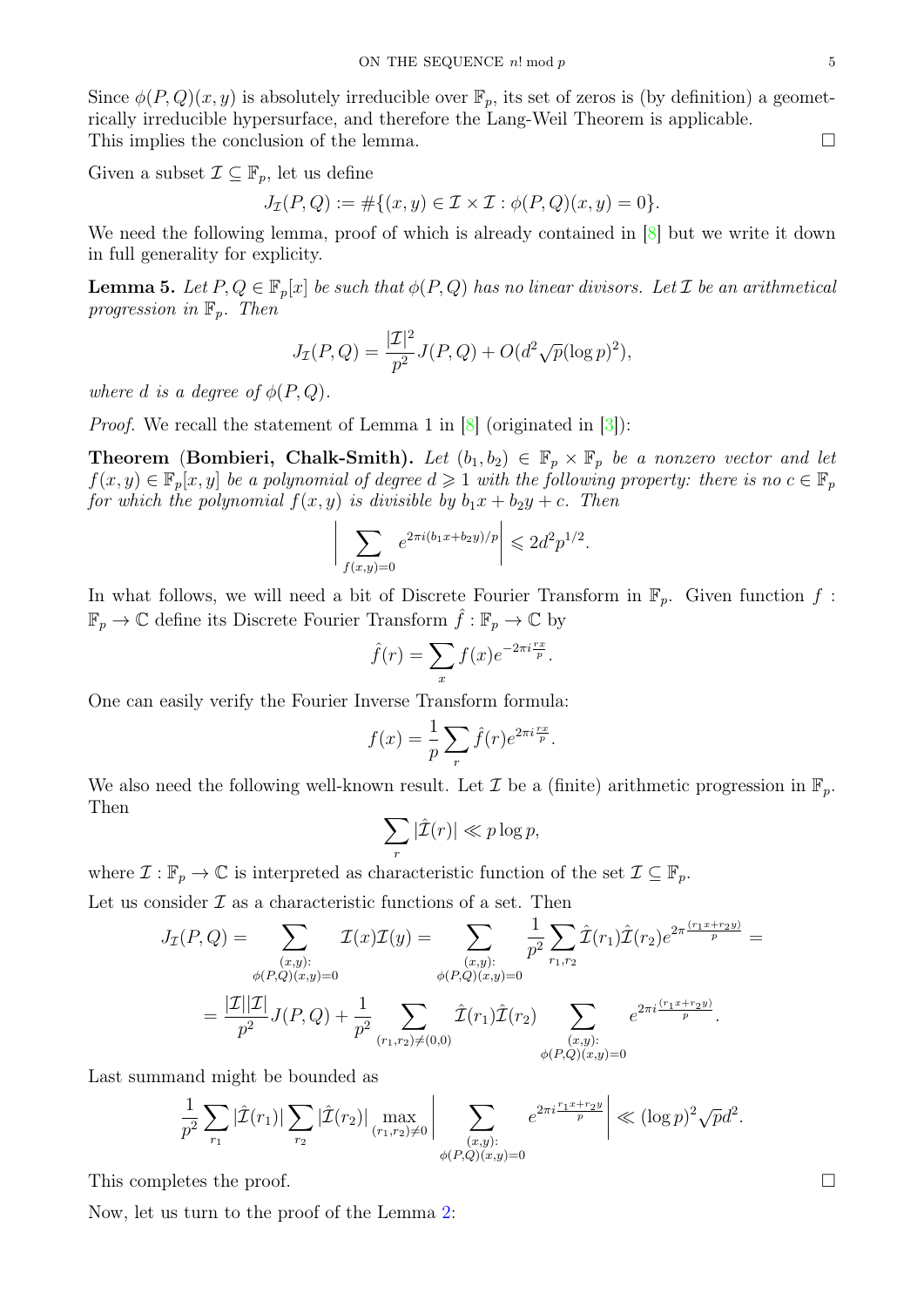Since $\phi(P,Q)(x,y)$ is absolutely irreducible over $\mathbb{F}_p$, its set of zeros is (by definition) a geometrically irreducible hypersurface, and therefore the Lang-Weil Theorem is applicable. This implies the conclusion of the lemma. $\square$

Given a subset $\mathcal{I} \subseteq \mathbb{F}_p$, let us define

$$J_{\mathcal{I}}(P,Q) := \#\{(x,y) \in \mathcal{I} \times \mathcal{I} : \phi(P,Q)(x,y) = 0\}.$$

We need the following lemma, proof of which is already contained in [8] but we write it down in full generality for explicity.

**Lemma 5.** *Let $P, Q \in \mathbb{F}_p[x]$ be such that $\phi(P,Q)$ has no linear divisors. Let $\mathcal{I}$ be an arithmetical progression in $\mathbb{F}_p$. Then*

$$J_{\mathcal{I}}(P,Q) = \frac{|\mathcal{I}|^2}{p^2} J(P,Q) + O(d^2\sqrt{p}(\log p)^2),$$

*where $d$ is a degree of $\phi(P,Q)$.*

*Proof.* We recall the statement of Lemma 1 in [8] (originated in [3]):

**Theorem (Bombieri, Chalk-Smith).** *Let $(b_1, b_2) \in \mathbb{F}_p \times \mathbb{F}_p$ be a nonzero vector and let $f(x,y) \in \mathbb{F}_p[x,y]$ be a polynomial of degree $d \geqslant 1$ with the following property: there is no $c \in \mathbb{F}_p$ for which the polynomial $f(x,y)$ is divisible by $b_1 x + b_2 y + c$. Then*

$$\left| \sum_{f(x,y)=0} e^{2\pi i (b_1 x + b_2 y)/p} \right| \leqslant 2d^2 p^{1/2}.$$

In what follows, we will need a bit of Discrete Fourier Transform in $\mathbb{F}_p$. Given function $f : \mathbb{F}_p \to \mathbb{C}$ define its Discrete Fourier Transform $\hat{f} : \mathbb{F}_p \to \mathbb{C}$ by

$$\hat{f}(r) = \sum_x f(x) e^{-2\pi i \frac{rx}{p}}.$$

One can easily verify the Fourier Inverse Transform formula:

$$f(x) = \frac{1}{p} \sum_r \hat{f}(r) e^{2\pi i \frac{rx}{p}}.$$

We also need the following well-known result. Let $\mathcal{I}$ be a (finite) arithmetic progression in $\mathbb{F}_p$. Then

$$\sum_r |\hat{\mathcal{I}}(r)| \ll p \log p,$$

where $\mathcal{I} : \mathbb{F}_p \to \mathbb{C}$ is interpreted as characteristic function of the set $\mathcal{I} \subseteq \mathbb{F}_p$.

Let us consider $\mathcal{I}$ as a characteristic functions of a set. Then

$$J_{\mathcal{I}}(P,Q) = \sum_{\substack{(x,y): \\ \phi(P,Q)(x,y)=0}} \mathcal{I}(x)\mathcal{I}(y) = \sum_{\substack{(x,y): \\ \phi(P,Q)(x,y)=0}} \frac{1}{p^2} \sum_{r_1, r_2} \hat{\mathcal{I}}(r_1)\hat{\mathcal{I}}(r_2) e^{2\pi \frac{(r_1 x + r_2 y)}{p}} =$$

$$= \frac{|\mathcal{I}||\mathcal{I}|}{p^2} J(P,Q) + \frac{1}{p^2} \sum_{(r_1, r_2) \neq (0,0)} \hat{\mathcal{I}}(r_1)\hat{\mathcal{I}}(r_2) \sum_{\substack{(x,y): \\ \phi(P,Q)(x,y)=0}} e^{2\pi i \frac{(r_1 x + r_2 y)}{p}}.$$

Last summand might be bounded as

$$\frac{1}{p^2} \sum_{r_1} |\hat{\mathcal{I}}(r_1)| \sum_{r_2} |\hat{\mathcal{I}}(r_2)| \max_{(r_1, r_2) \neq 0} \left| \sum_{\substack{(x,y): \\ \phi(P,Q)(x,y)=0}} e^{2\pi i \frac{r_1 x + r_2 y}{p}} \right| \ll (\log p)^2 \sqrt{p} d^2.$$

This completes the proof. $\square$

Now, let us turn to the proof of the Lemma 2: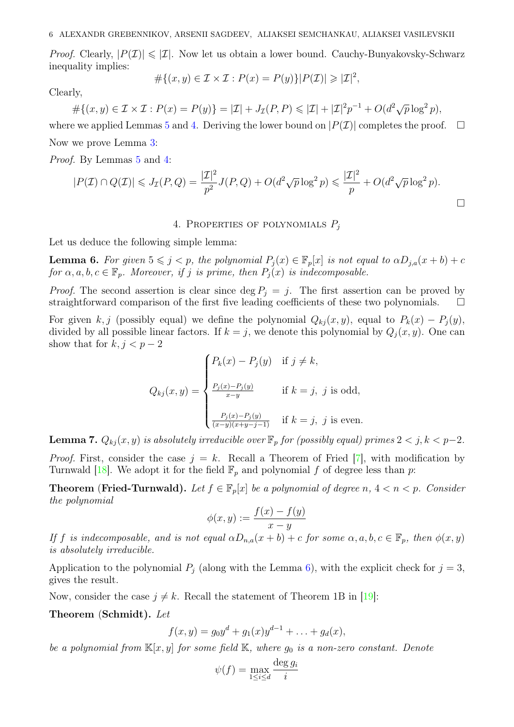*Proof.* Clearly, $|P(\mathcal{I})| \leqslant |\mathcal{I}|$. Now let us obtain a lower bound. Cauchy-Bunyakovsky-Schwarz inequality implies:

$$\#\{(x, y) \in \mathcal{I} \times \mathcal{I} : P(x) = P(y)\} |P(\mathcal{I})| \geqslant |\mathcal{I}|^2,$$

Clearly,

$$\#\{(x, y) \in \mathcal{I} \times \mathcal{I} : P(x) = P(y)\} = |\mathcal{I}| + J_{\mathcal{I}}(P, P) \leqslant |\mathcal{I}| + |\mathcal{I}|^2 p^{-1} + O(d^2 \sqrt{p} \log^2 p),$$

where we applied Lemmas 5 and 4. Deriving the lower bound on $|P(\mathcal{I})|$ completes the proof. $\square$

Now we prove Lemma 3:

*Proof.* By Lemmas 5 and 4:

$$|P(\mathcal{I}) \cap Q(\mathcal{I})| \leqslant J_{\mathcal{I}}(P, Q) = \frac{|\mathcal{I}|^2}{p^2} J(P, Q) + O(d^2 \sqrt{p} \log^2 p) \leqslant \frac{|\mathcal{I}|^2}{p} + O(d^2 \sqrt{p} \log^2 p).$$

$\square$

## 4. Properties of polynomials $P_j$

Let us deduce the following simple lemma:

**Lemma 6.** *For given $5 \leqslant j < p$, the polynomial $P_j(x) \in \mathbb{F}_p[x]$ is not equal to $\alpha D_{j,a}(x + b) + c$ for $\alpha, a, b, c \in \mathbb{F}_p$. Moreover, if $j$ is prime, then $P_j(x)$ is indecomposable.*

*Proof.* The second assertion is clear since $\deg P_j = j$. The first assertion can be proved by straightforward comparison of the first five leading coefficients of these two polynomials. $\square$

For given $k, j$ (possibly equal) we define the polynomial $Q_{kj}(x, y)$, equal to $P_k(x) - P_j(y)$, divided by all possible linear factors. If $k = j$, we denote this polynomial by $Q_j(x, y)$. One can show that for $k, j < p - 2$

$$Q_{kj}(x, y) = \begin{cases} P_k(x) - P_j(y) & \text{if } j \neq k, \\ \frac{P_j(x) - P_j(y)}{x - y} & \text{if } k = j, \ j \text{ is odd}, \\ \frac{P_j(x) - P_j(y)}{(x-y)(x+y-j-1)} & \text{if } k = j, \ j \text{ is even}. \end{cases}$$

**Lemma 7.** *$Q_{kj}(x, y)$ is absolutely irreducible over $\mathbb{F}_p$ for (possibly equal) primes $2 < j, k < p-2$.*

*Proof.* First, consider the case $j = k$. Recall a Theorem of Fried [7], with modification by Turnwald [18]. We adopt it for the field $\mathbb{F}_p$ and polynomial $f$ of degree less than $p$:

**Theorem (Fried-Turnwald).** *Let $f \in \mathbb{F}_p[x]$ be a polynomial of degree $n$, $4 < n < p$. Consider the polynomial*

$$\phi(x, y) := \frac{f(x) - f(y)}{x - y}$$

*If $f$ is indecomposable, and is not equal $\alpha D_{n,a}(x + b) + c$ for some $\alpha, a, b, c \in \mathbb{F}_p$, then $\phi(x, y)$ is absolutely irreducible.*

Application to the polynomial $P_j$ (along with the Lemma 6), with the explicit check for $j = 3$, gives the result.

Now, consider the case $j \neq k$. Recall the statement of Theorem 1B in [19]:

**Theorem (Schmidt).** *Let*

$$f(x, y) = g_0 y^d + g_1(x) y^{d-1} + \ldots + g_d(x),$$

*be a polynomial from $\mathbb{K}[x, y]$ for some field $\mathbb{K}$, where $g_0$ is a non-zero constant. Denote*

$$\psi(f) = \max_{1 \leq i \leq d} \frac{\deg g_i}{i}$$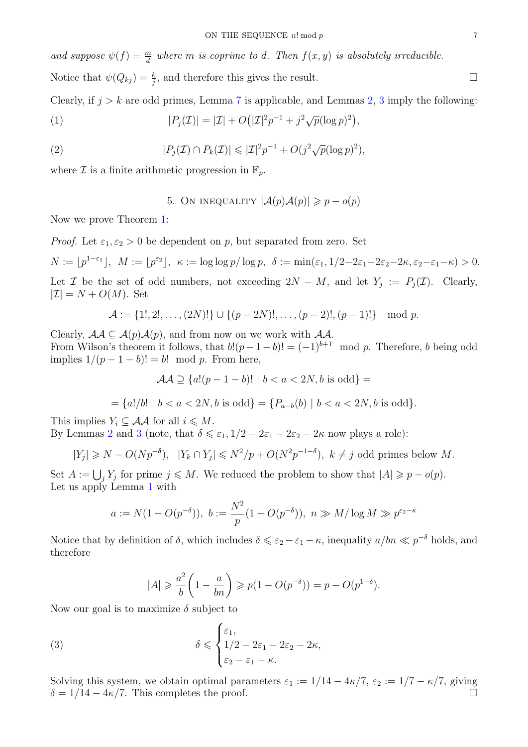*and suppose* $\psi(f) = \frac{m}{d}$ *where* $m$ *is coprime to* $d$. *Then* $f(x, y)$ *is absolutely irreducible.*

Notice that $\psi(Q_{kj}) = \frac{k}{j}$, and therefore this gives the result. $\square$

Clearly, if $j > k$ are odd primes, Lemma 7 is applicable, and Lemmas 2, 3 imply the following:

$$|P_j(\mathcal{I})| = |\mathcal{I}| + O\big(|\mathcal{I}|^2 p^{-1} + j^2\sqrt{p}(\log p)^2\big), \tag{1}$$

$$|P_j(\mathcal{I}) \cap P_k(\mathcal{I})| \leqslant |\mathcal{I}|^2 p^{-1} + O(j^2\sqrt{p}(\log p)^2), \tag{2}$$

where $\mathcal{I}$ is a finite arithmetic progression in $\mathbb{F}_p$.

## 5. On inequality $|\mathcal{A}(p)\mathcal{A}(p)| \geqslant p - o(p)$

Now we prove Theorem 1:

*Proof.* Let $\varepsilon_1, \varepsilon_2 > 0$ be dependent on $p$, but separated from zero. Set

$$N := \lfloor p^{1-\varepsilon_1} \rfloor,\ M := \lfloor p^{\varepsilon_2} \rfloor,\ \kappa := \log\log p/\log p,\ \delta := \min(\varepsilon_1, 1/2 - 2\varepsilon_1 - 2\varepsilon_2 - 2\kappa, \varepsilon_2 - \varepsilon_1 - \kappa) > 0.$$

Let $\mathcal{I}$ be the set of odd numbers, not exceeding $2N - M$, and let $Y_j := P_j(\mathcal{I})$. Clearly, $|\mathcal{I}| = N + O(M)$. Set

$$\mathcal{A} := \{1!, 2!, \ldots, (2N)!\} \cup \{(p-2N)!, \ldots, (p-2)!, (p-1)!\} \mod p.$$

Clearly, $\mathcal{A}\mathcal{A} \subseteq \mathcal{A}(p)\mathcal{A}(p)$, and from now on we work with $\mathcal{A}\mathcal{A}$.
From Wilson's theorem it follows, that $b!(p-1-b)! = (-1)^{b+1} \mod p$. Therefore, $b$ being odd implies $1/(p-1-b)! = b! \mod p$. From here,

$$\mathcal{A}\mathcal{A} \supseteq \{a!(p-1-b)! \mid b < a < 2N, b \text{ is odd}\} =$$

$$= \{a!/b! \mid b < a < 2N, b \text{ is odd}\} = \{P_{a-b}(b) \mid b < a < 2N, b \text{ is odd}\}.$$

This implies $Y_i \subseteq \mathcal{A}\mathcal{A}$ for all $i \leqslant M$.
By Lemmas 2 and 3 (note, that $\delta \leqslant \varepsilon_1, 1/2 - 2\varepsilon_1 - 2\varepsilon_2 - 2\kappa$ now plays a role):

$$|Y_j| \geqslant N - O(Np^{-\delta}),\quad |Y_k \cap Y_j| \leqslant N^2/p + O(N^2 p^{-1-\delta}),\ k \neq j \text{ odd primes below } M.$$

Set $A := \bigcup_j Y_j$ for prime $j \leqslant M$. We reduced the problem to show that $|A| \geqslant p - o(p)$.
Let us apply Lemma 1 with

$$a := N(1 - O(p^{-\delta})),\ b := \frac{N^2}{p}(1 + O(p^{-\delta})),\ n \gg M/\log M \gg p^{\varepsilon_2 - \kappa}$$

Notice that by definition of $\delta$, which includes $\delta \leqslant \varepsilon_2 - \varepsilon_1 - \kappa$, inequality $a/bn \ll p^{-\delta}$ holds, and therefore

$$|A| \geqslant \frac{a^2}{b}\left(1 - \frac{a}{bn}\right) \geqslant p(1 - O(p^{-\delta})) = p - O(p^{1-\delta}).$$

Now our goal is to maximize $\delta$ subject to

$$\delta \leqslant \begin{cases} \varepsilon_1, \\ 1/2 - 2\varepsilon_1 - 2\varepsilon_2 - 2\kappa, \\ \varepsilon_2 - \varepsilon_1 - \kappa. \end{cases} \tag{3}$$

Solving this system, we obtain optimal parameters $\varepsilon_1 := 1/14 - 4\kappa/7$, $\varepsilon_2 := 1/7 - \kappa/7$, giving $\delta = 1/14 - 4\kappa/7$. This completes the proof. $\square$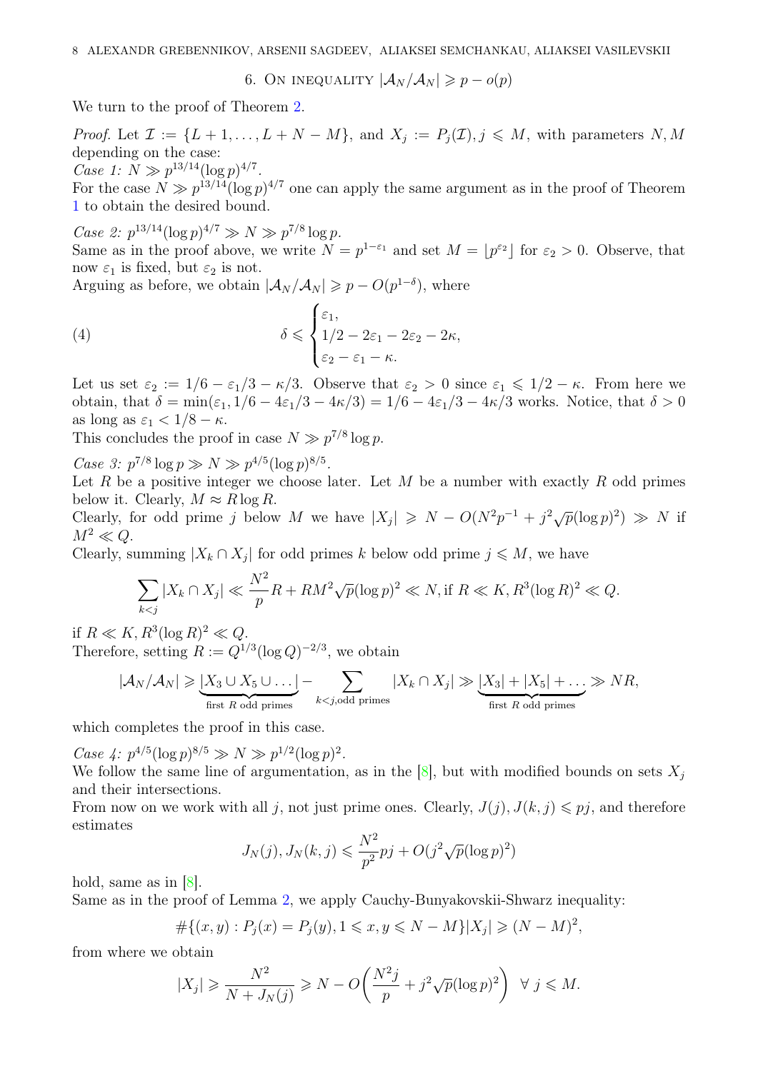## 6. On inequality $|\mathcal{A}_N/\mathcal{A}_N| \geqslant p - o(p)$

We turn to the proof of Theorem 2.

*Proof.* Let $\mathcal{I} := \{L+1, \dots, L+N-M\}$, and $X_j := P_j(\mathcal{I}), j \leqslant M$, with parameters $N, M$ depending on the case:

*Case 1: $N \gg p^{13/14}(\log p)^{4/7}$.*
For the case $N \gg p^{13/14}(\log p)^{4/7}$ one can apply the same argument as in the proof of Theorem 1 to obtain the desired bound.

*Case 2: $p^{13/14}(\log p)^{4/7} \gg N \gg p^{7/8} \log p$.*
Same as in the proof above, we write $N = p^{1-\varepsilon_1}$ and set $M = \lfloor p^{\varepsilon_2} \rfloor$ for $\varepsilon_2 > 0$. Observe, that now $\varepsilon_1$ is fixed, but $\varepsilon_2$ is not.
Arguing as before, we obtain $|\mathcal{A}_N/\mathcal{A}_N| \geqslant p - O(p^{1-\delta})$, where

$$\delta \leqslant \begin{cases} \varepsilon_1, \\ 1/2 - 2\varepsilon_1 - 2\varepsilon_2 - 2\kappa, \\ \varepsilon_2 - \varepsilon_1 - \kappa. \end{cases} \tag{4}$$

Let us set $\varepsilon_2 := 1/6 - \varepsilon_1/3 - \kappa/3$. Observe that $\varepsilon_2 > 0$ since $\varepsilon_1 \leqslant 1/2 - \kappa$. From here we obtain, that $\delta = \min(\varepsilon_1, 1/6 - 4\varepsilon_1/3 - 4\kappa/3) = 1/6 - 4\varepsilon_1/3 - 4\kappa/3$ works. Notice, that $\delta > 0$ as long as $\varepsilon_1 < 1/8 - \kappa$.
This concludes the proof in case $N \gg p^{7/8} \log p$.

*Case 3: $p^{7/8} \log p \gg N \gg p^{4/5}(\log p)^{8/5}$.*
Let $R$ be a positive integer we choose later. Let $M$ be a number with exactly $R$ odd primes below it. Clearly, $M \approx R \log R$.
Clearly, for odd prime $j$ below $M$ we have $|X_j| \geqslant N - O(N^2 p^{-1} + j^2 \sqrt{p}(\log p)^2) \gg N$ if $M^2 \ll Q$.
Clearly, summing $|X_k \cap X_j|$ for odd primes $k$ below odd prime $j \leqslant M$, we have

$$\sum_{k<j} |X_k \cap X_j| \ll \frac{N^2}{p} R + RM^2 \sqrt{p}(\log p)^2 \ll N, \text{if } R \ll K, R^3(\log R)^2 \ll Q.$$

if $R \ll K, R^3(\log R)^2 \ll Q$.
Therefore, setting $R := Q^{1/3}(\log Q)^{-2/3}$, we obtain

$$|\mathcal{A}_N/\mathcal{A}_N| \geqslant \underbrace{|X_3 \cup X_5 \cup \dots|}_{\text{first } R \text{ odd primes}} - \sum_{k<j, \text{odd primes}} |X_k \cap X_j| \gg \underbrace{|X_3| + |X_5| + \dots}_{\text{first } R \text{ odd primes}} \gg NR,$$

which completes the proof in this case.

*Case 4: $p^{4/5}(\log p)^{8/5} \gg N \gg p^{1/2}(\log p)^2$.*
We follow the same line of argumentation, as in the [8], but with modified bounds on sets $X_j$ and their intersections.
From now on we work with all $j$, not just prime ones. Clearly, $J(j), J(k,j) \leqslant pj$, and therefore estimates

$$J_N(j), J_N(k,j) \leqslant \frac{N^2}{p^2} pj + O(j^2 \sqrt{p}(\log p)^2)$$

hold, same as in [8].
Same as in the proof of Lemma 2, we apply Cauchy-Bunyakovskii-Shwarz inequality:

$$\#\{(x,y) : P_j(x) = P_j(y), 1 \leqslant x, y \leqslant N - M\}|X_j| \geqslant (N-M)^2,$$

from where we obtain

$$|X_j| \geqslant \frac{N^2}{N + J_N(j)} \geqslant N - O\left(\frac{N^2 j}{p} + j^2 \sqrt{p}(\log p)^2\right) \;\; \forall\, j \leqslant M.$$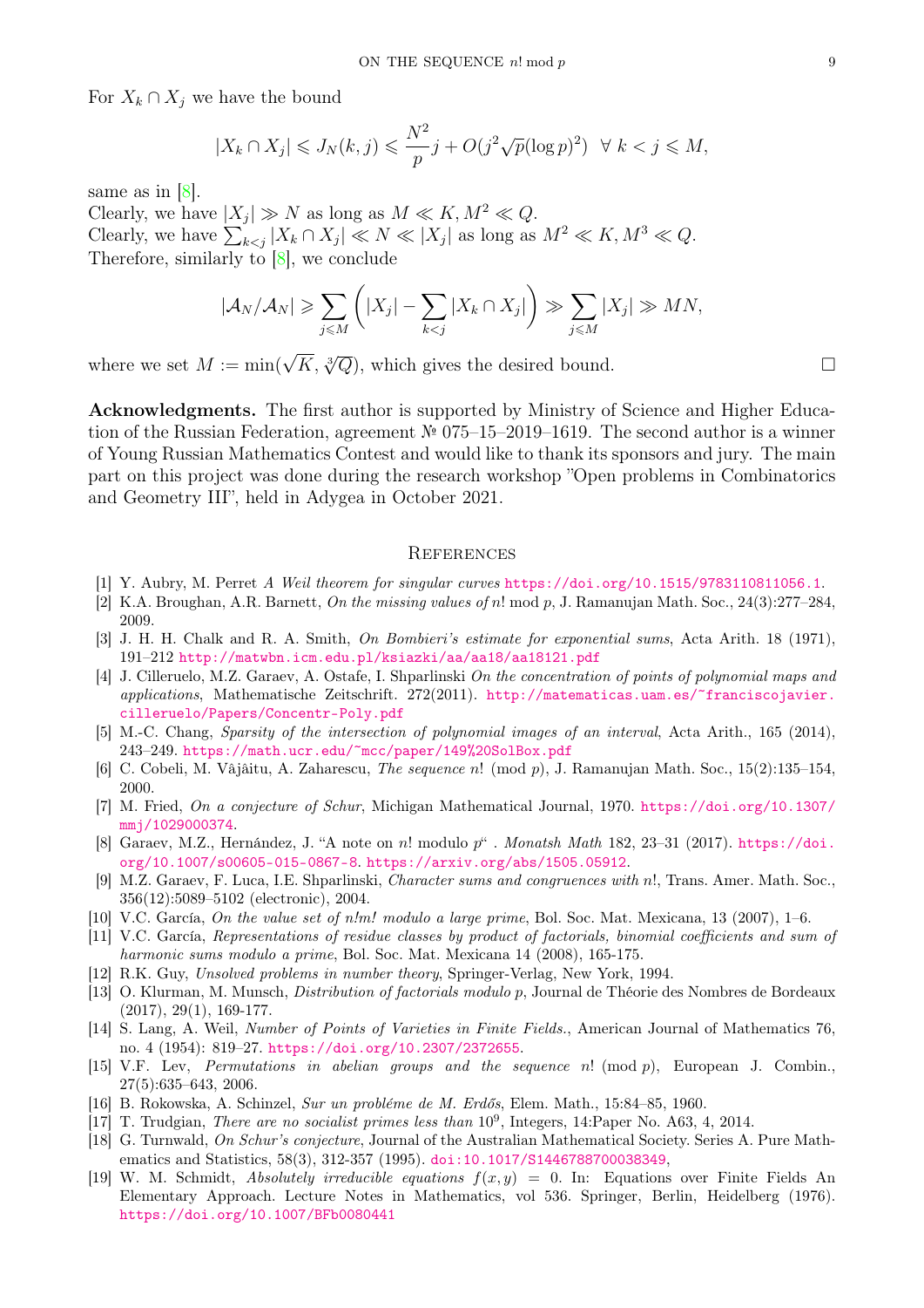For $X_k \cap X_j$ we have the bound

$$|X_k \cap X_j| \leqslant J_N(k, j) \leqslant \frac{N^2}{p} j + O(j^2 \sqrt{p} (\log p)^2) \ \ \forall \ k < j \leqslant M,$$

same as in [8].

Clearly, we have $|X_j| \gg N$ as long as $M \ll K, M^2 \ll Q$.

Clearly, we have $\sum_{k<j} |X_k \cap X_j| \ll N \ll |X_j|$ as long as $M^2 \ll K, M^3 \ll Q$.

Therefore, similarly to [8], we conclude

$$|\mathcal{A}_N / \mathcal{A}_N| \geqslant \sum_{j \leqslant M} \left( |X_j| - \sum_{k<j} |X_k \cap X_j| \right) \gg \sum_{j \leqslant M} |X_j| \gg MN,$$

where we set $M := \min(\sqrt{K}, \sqrt[3]{Q})$, which gives the desired bound. □

**Acknowledgments.** The first author is supported by Ministry of Science and Higher Education of the Russian Federation, agreement № 075–15–2019–1619. The second author is a winner of Young Russian Mathematics Contest and would like to thank its sponsors and jury. The main part on this project was done during the research workshop "Open problems in Combinatorics and Geometry III", held in Adygea in October 2021.

## References

[1] Y. Aubry, M. Perret *A Weil theorem for singular curves* https://doi.org/10.1515/9783110811056.1.

[2] K.A. Broughan, A.R. Barnett, *On the missing values of* $n!$ mod $p$, J. Ramanujan Math. Soc., 24(3):277–284, 2009.

[3] J. H. H. Chalk and R. A. Smith, *On Bombieri's estimate for exponential sums*, Acta Arith. 18 (1971), 191–212 http://matwbn.icm.edu.pl/ksiazki/aa/aa18/aa18121.pdf

[4] J. Cilleruelo, M.Z. Garaev, A. Ostafe, I. Shparlinski *On the concentration of points of polynomial maps and applications*, Mathematische Zeitschrift. 272(2011). http://matematicas.uam.es/~franciscojavier.cilleruelo/Papers/Concentr-Poly.pdf

[5] M.-C. Chang, *Sparsity of the intersection of polynomial images of an interval*, Acta Arith., 165 (2014), 243–249. https://math.ucr.edu/~mcc/paper/149%20SolBox.pdf

[6] C. Cobeli, M. Vâjâitu, A. Zaharescu, *The sequence* $n!$ (mod $p$), J. Ramanujan Math. Soc., 15(2):135–154, 2000.

[7] M. Fried, *On a conjecture of Schur*, Michigan Mathematical Journal, 1970. https://doi.org/10.1307/mmj/1029000374.

[8] Garaev, M.Z., Hernández, J. "A note on $n!$ modulo $p$" . *Monatsh Math* 182, 23–31 (2017). https://doi.org/10.1007/s00605-015-0867-8. https://arxiv.org/abs/1505.05912.

[9] M.Z. Garaev, F. Luca, I.E. Shparlinski, *Character sums and congruences with* $n!$, Trans. Amer. Math. Soc., 356(12):5089–5102 (electronic), 2004.

[10] V.C. García, *On the value set of n!m! modulo a large prime*, Bol. Soc. Mat. Mexicana, 13 (2007), 1–6.

[11] V.C. García, *Representations of residue classes by product of factorials, binomial coefficients and sum of harmonic sums modulo a prime*, Bol. Soc. Mat. Mexicana 14 (2008), 165-175.

[12] R.K. Guy, *Unsolved problems in number theory*, Springer-Verlag, New York, 1994.

[13] O. Klurman, M. Munsch, *Distribution of factorials modulo p*, Journal de Théorie des Nombres de Bordeaux (2017), 29(1), 169-177.

[14] S. Lang, A. Weil, *Number of Points of Varieties in Finite Fields.*, American Journal of Mathematics 76, no. 4 (1954): 819–27. https://doi.org/10.2307/2372655.

[15] V.F. Lev, *Permutations in abelian groups and the sequence* $n!$ (mod $p$), European J. Combin., 27(5):635–643, 2006.

[16] B. Rokowska, A. Schinzel, *Sur un probléme de M. Erdős*, Elem. Math., 15:84–85, 1960.

[17] T. Trudgian, *There are no socialist primes less than* $10^9$, Integers, 14:Paper No. A63, 4, 2014.

[18] G. Turnwald, *On Schur's conjecture*, Journal of the Australian Mathematical Society. Series A. Pure Mathematics and Statistics, 58(3), 312-357 (1995). doi:10.1017/S1446788700038349,

[19] W. M. Schmidt, *Absolutely irreducible equations* $f(x, y) = 0$. In: Equations over Finite Fields An Elementary Approach. Lecture Notes in Mathematics, vol 536. Springer, Berlin, Heidelberg (1976). https://doi.org/10.1007/BFb0080441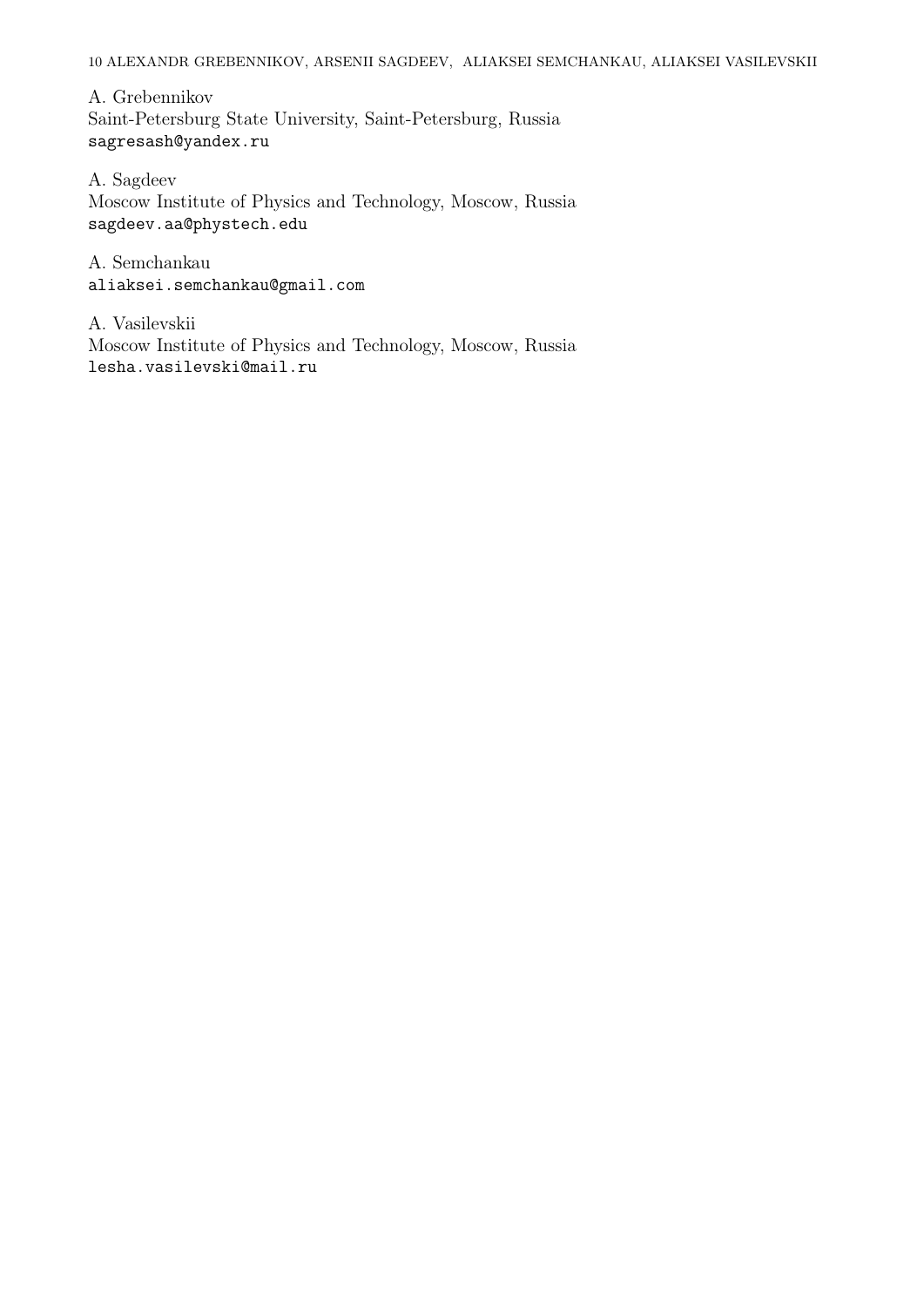A. Grebennikov
Saint-Petersburg State University, Saint-Petersburg, Russia
sagresash@yandex.ru

A. Sagdeev
Moscow Institute of Physics and Technology, Moscow, Russia
sagdeev.aa@phystech.edu

A. Semchankau
aliaksei.semchankau@gmail.com

A. Vasilevskii
Moscow Institute of Physics and Technology, Moscow, Russia
lesha.vasilevski@mail.ru